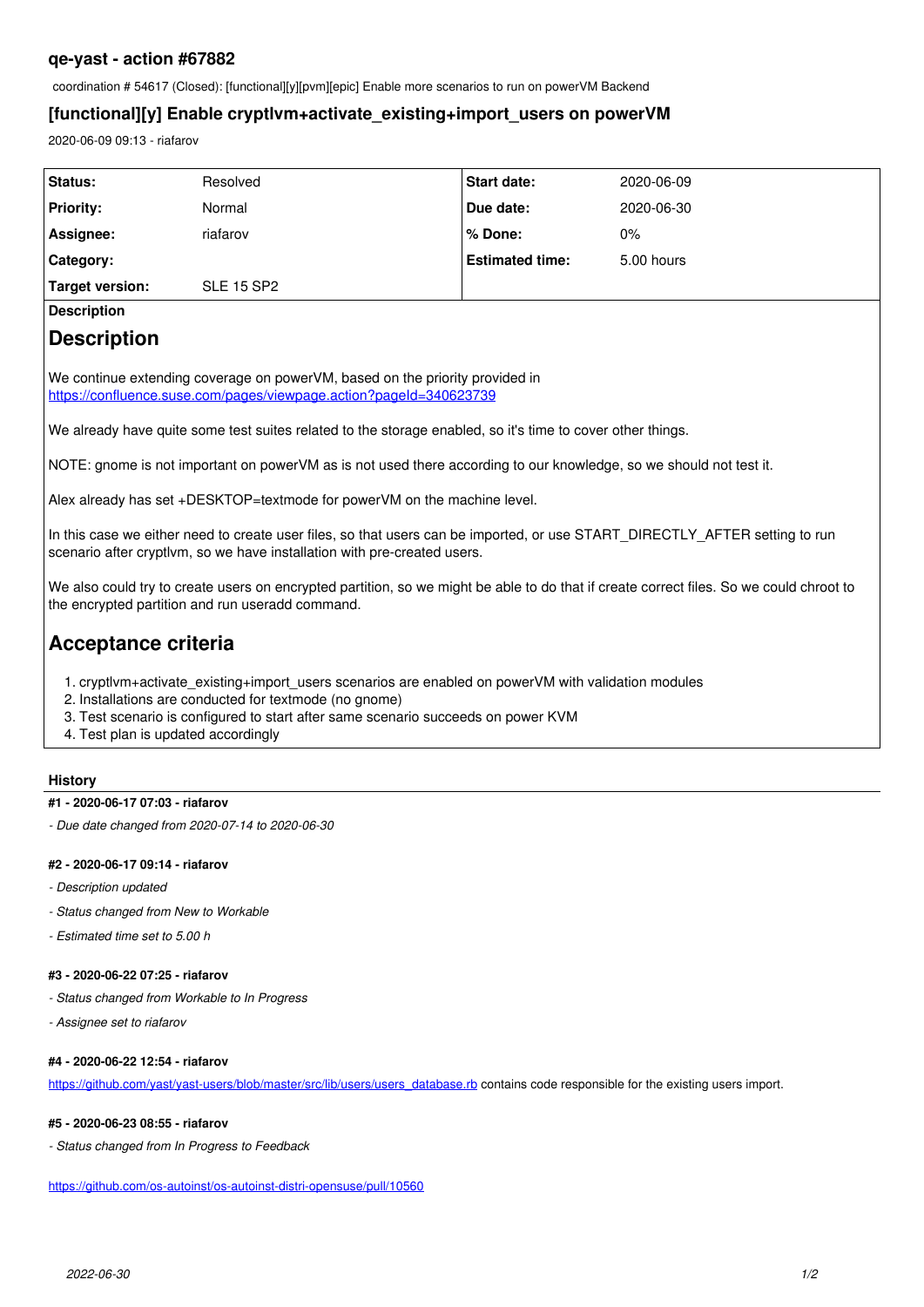## qe-yast - action #67882

coordination # 54617 (Closed): [functional][y][pvm][epic] Enable more scenarios to run on powerVM Backend

## [functional][y] Enable cryptlvm+activate_existing+import_users on powerVM

2020-06-09 09:13 - riafarov

| Status: | Resolved | Start date: | 2020-06-09 |
|---|---|---|---|
| Priority: | Normal | Due date: | 2020-06-30 |
| Assignee: | riafarov | % Done: | 0% |
| Category: | | Estimated time: | 5.00 hours |
| Target version: | SLE 15 SP2 | | |

**Description**

# Description

We continue extending coverage on powerVM, based on the priority provided in
https://confluence.suse.com/pages/viewpage.action?pageId=340623739

We already have quite some test suites related to the storage enabled, so it's time to cover other things.

NOTE: gnome is not important on powerVM as is not used there according to our knowledge, so we should not test it.

Alex already has set +DESKTOP=textmode for powerVM on the machine level.

In this case we either need to create user files, so that users can be imported, or use START_DIRECTLY_AFTER setting to run scenario after cryptlvm, so we have installation with pre-created users.

We also could try to create users on encrypted partition, so we might be able to do that if create correct files. So we could chroot to the encrypted partition and run useradd command.

# Acceptance criteria

1. cryptlvm+activate_existing+import_users scenarios are enabled on powerVM with validation modules
2. Installations are conducted for textmode (no gnome)
3. Test scenario is configured to start after same scenario succeeds on power KVM
4. Test plan is updated accordingly

### History

#### #1 - 2020-06-17 07:03 - riafarov

*- Due date changed from 2020-07-14 to 2020-06-30*

#### #2 - 2020-06-17 09:14 - riafarov

*- Description updated*

*- Status changed from New to Workable*

*- Estimated time set to 5.00 h*

#### #3 - 2020-06-22 07:25 - riafarov

*- Status changed from Workable to In Progress*

*- Assignee set to riafarov*

#### #4 - 2020-06-22 12:54 - riafarov

https://github.com/yast/yast-users/blob/master/src/lib/users/users_database.rb contains code responsible for the existing users import.

#### #5 - 2020-06-23 08:55 - riafarov

*- Status changed from In Progress to Feedback*

https://github.com/os-autoinst/os-autoinst-distri-opensuse/pull/10560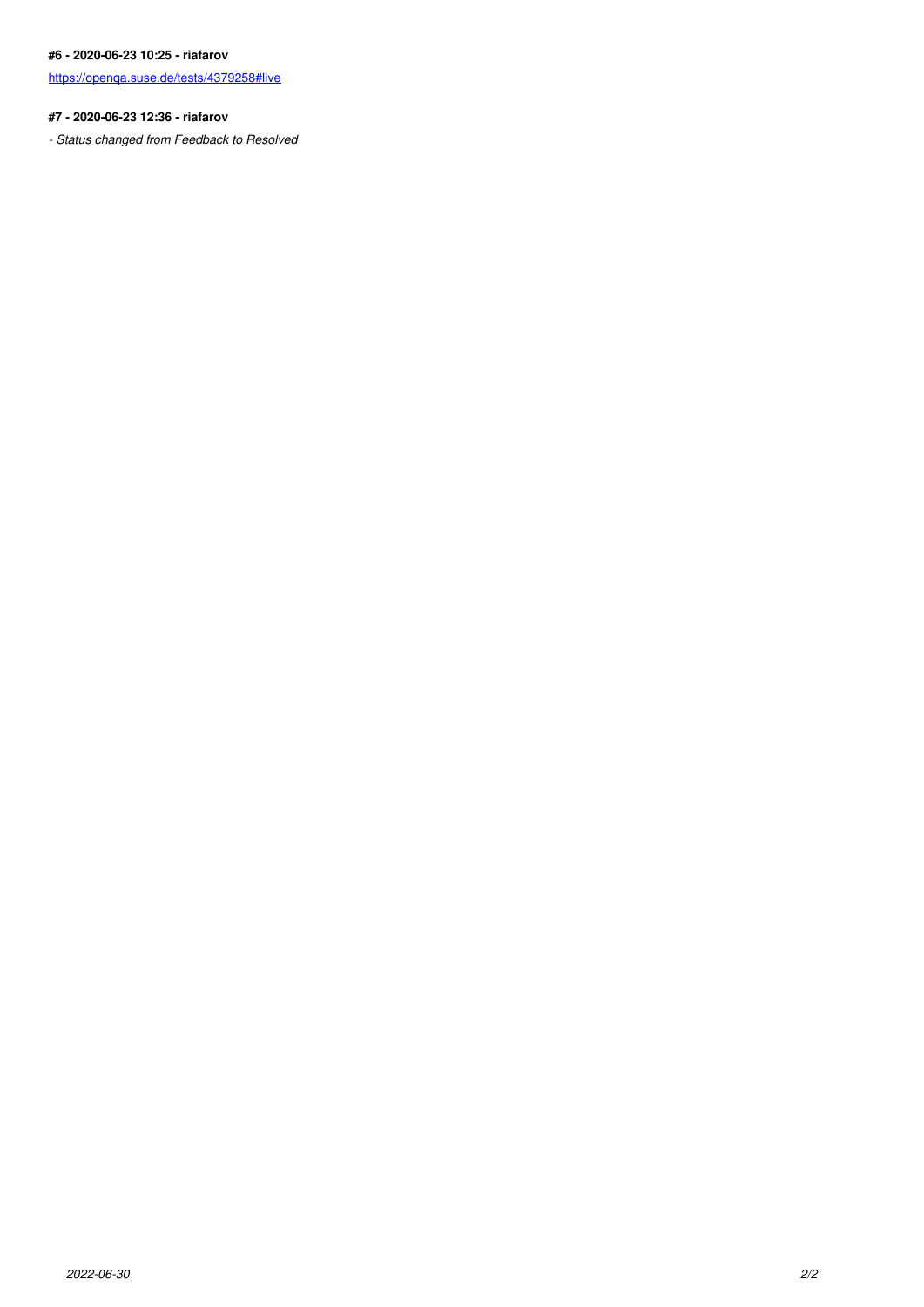#### #6 - 2020-06-23 10:25 - riafarov

https://openqa.suse.de/tests/4379258#live

#### #7 - 2020-06-23 12:36 - riafarov

*- Status changed from Feedback to Resolved*